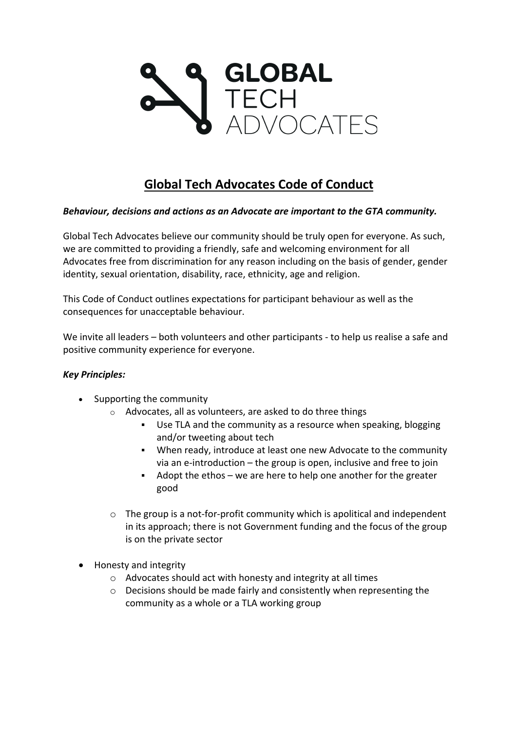GLOBAL TECH ADVOCATES

# Global Tech Advocates Code of Conduct

***Behaviour, decisions and actions as an Advocate are important to the GTA community.***

Global Tech Advocates believe our community should be truly open for everyone. As such, we are committed to providing a friendly, safe and welcoming environment for all Advocates free from discrimination for any reason including on the basis of gender, gender identity, sexual orientation, disability, race, ethnicity, age and religion.

This Code of Conduct outlines expectations for participant behaviour as well as the consequences for unacceptable behaviour.

We invite all leaders – both volunteers and other participants - to help us realise a safe and positive community experience for everyone.

***Key Principles:***

- Supporting the community
    - Advocates, all as volunteers, are asked to do three things
        - Use TLA and the community as a resource when speaking, blogging and/or tweeting about tech
        - When ready, introduce at least one new Advocate to the community via an e-introduction – the group is open, inclusive and free to join
        - Adopt the ethos – we are here to help one another for the greater good
    - The group is a not-for-profit community which is apolitical and independent in its approach; there is not Government funding and the focus of the group is on the private sector
- Honesty and integrity
    - Advocates should act with honesty and integrity at all times
    - Decisions should be made fairly and consistently when representing the community as a whole or a TLA working group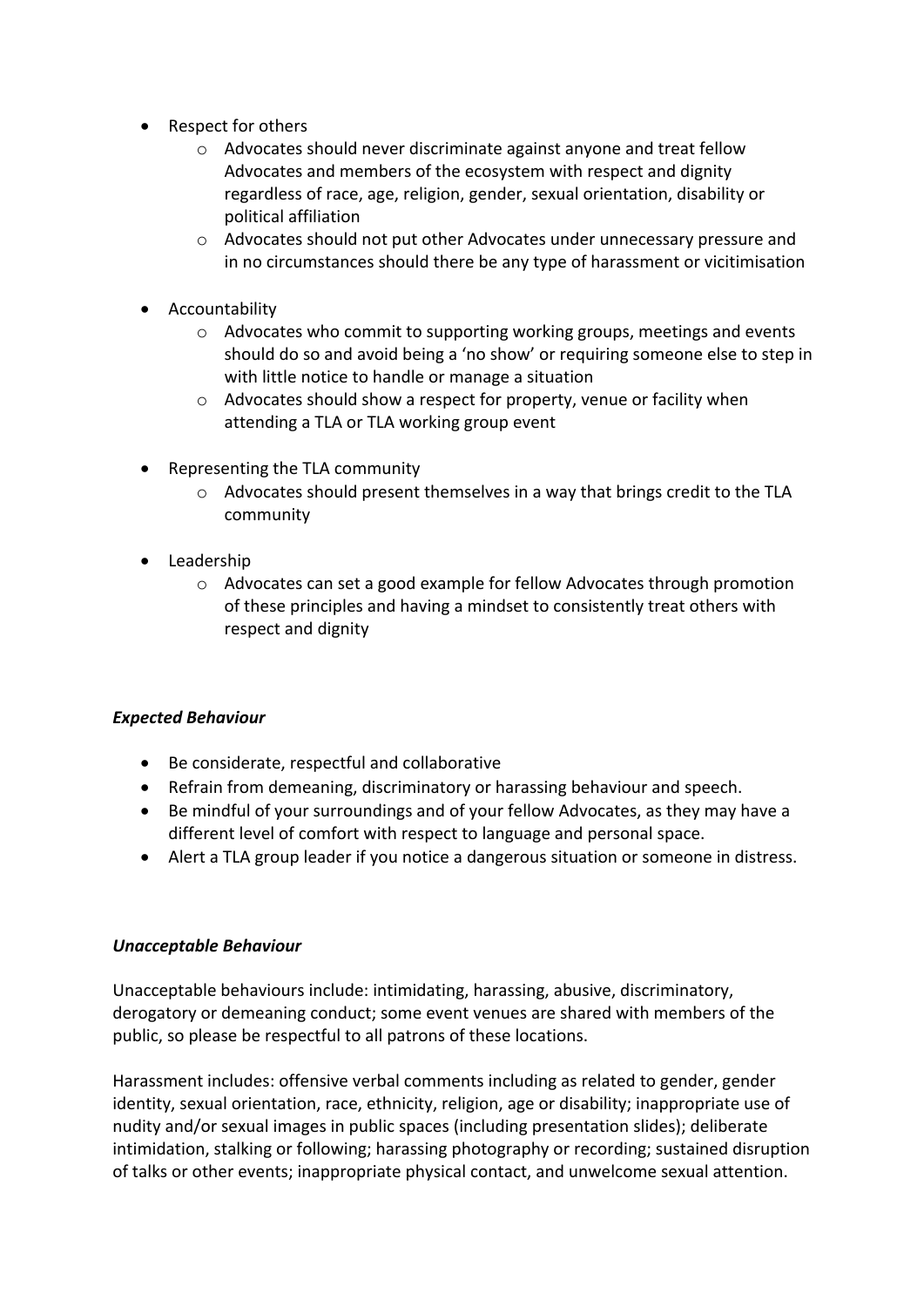- Respect for others
  - Advocates should never discriminate against anyone and treat fellow Advocates and members of the ecosystem with respect and dignity regardless of race, age, religion, gender, sexual orientation, disability or political affiliation
  - Advocates should not put other Advocates under unnecessary pressure and in no circumstances should there be any type of harassment or vicitimisation

- Accountability
  - Advocates who commit to supporting working groups, meetings and events should do so and avoid being a 'no show' or requiring someone else to step in with little notice to handle or manage a situation
  - Advocates should show a respect for property, venue or facility when attending a TLA or TLA working group event

- Representing the TLA community
  - Advocates should present themselves in a way that brings credit to the TLA community

- Leadership
  - Advocates can set a good example for fellow Advocates through promotion of these principles and having a mindset to consistently treat others with respect and dignity

***Expected Behaviour***

- Be considerate, respectful and collaborative
- Refrain from demeaning, discriminatory or harassing behaviour and speech.
- Be mindful of your surroundings and of your fellow Advocates, as they may have a different level of comfort with respect to language and personal space.
- Alert a TLA group leader if you notice a dangerous situation or someone in distress.

***Unacceptable Behaviour***

Unacceptable behaviours include: intimidating, harassing, abusive, discriminatory, derogatory or demeaning conduct; some event venues are shared with members of the public, so please be respectful to all patrons of these locations.

Harassment includes: offensive verbal comments including as related to gender, gender identity, sexual orientation, race, ethnicity, religion, age or disability; inappropriate use of nudity and/or sexual images in public spaces (including presentation slides); deliberate intimidation, stalking or following; harassing photography or recording; sustained disruption of talks or other events; inappropriate physical contact, and unwelcome sexual attention.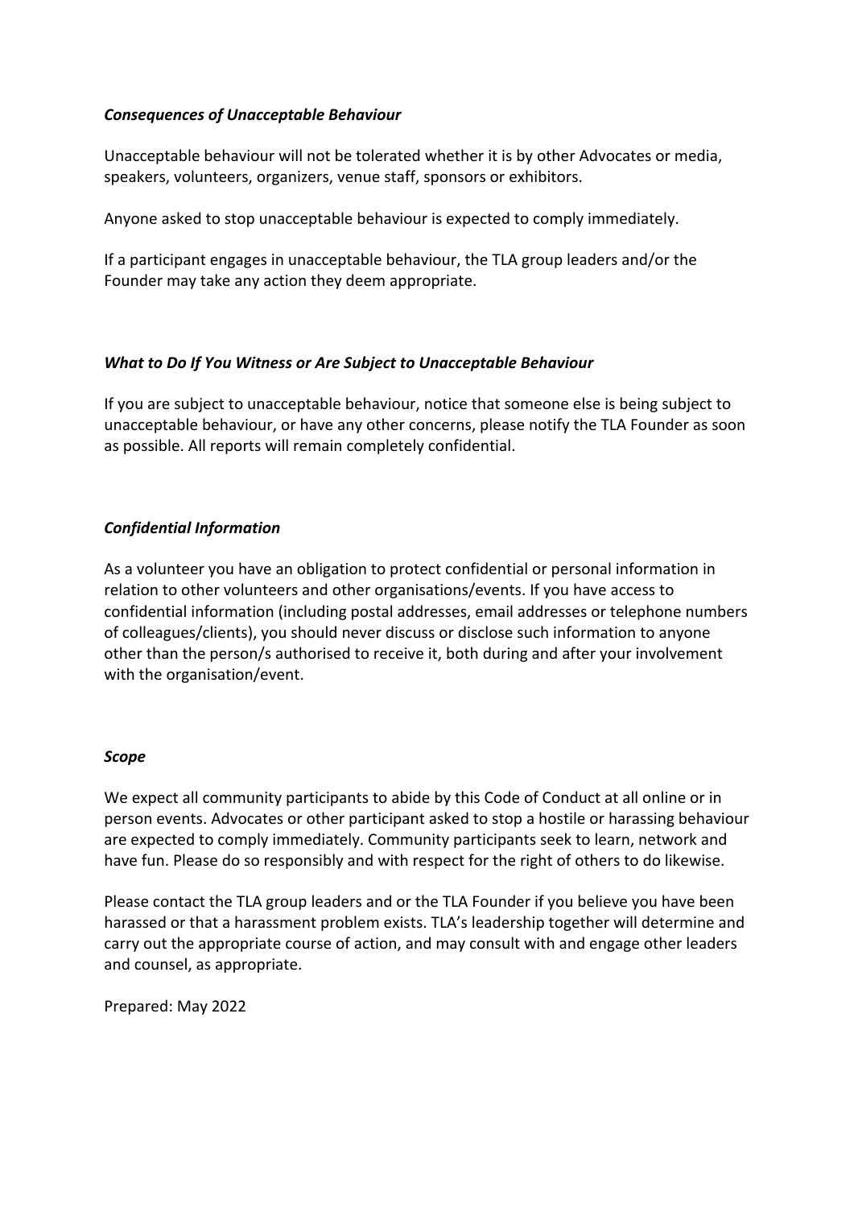***Consequences of Unacceptable Behaviour***

Unacceptable behaviour will not be tolerated whether it is by other Advocates or media, speakers, volunteers, organizers, venue staff, sponsors or exhibitors.

Anyone asked to stop unacceptable behaviour is expected to comply immediately.

If a participant engages in unacceptable behaviour, the TLA group leaders and/or the Founder may take any action they deem appropriate.

***What to Do If You Witness or Are Subject to Unacceptable Behaviour***

If you are subject to unacceptable behaviour, notice that someone else is being subject to unacceptable behaviour, or have any other concerns, please notify the TLA Founder as soon as possible. All reports will remain completely confidential.

***Confidential Information***

As a volunteer you have an obligation to protect confidential or personal information in relation to other volunteers and other organisations/events. If you have access to confidential information (including postal addresses, email addresses or telephone numbers of colleagues/clients), you should never discuss or disclose such information to anyone other than the person/s authorised to receive it, both during and after your involvement with the organisation/event.

***Scope***

We expect all community participants to abide by this Code of Conduct at all online or in person events. Advocates or other participant asked to stop a hostile or harassing behaviour are expected to comply immediately. Community participants seek to learn, network and have fun. Please do so responsibly and with respect for the right of others to do likewise.

Please contact the TLA group leaders and or the TLA Founder if you believe you have been harassed or that a harassment problem exists. TLA's leadership together will determine and carry out the appropriate course of action, and may consult with and engage other leaders and counsel, as appropriate.

Prepared: May 2022